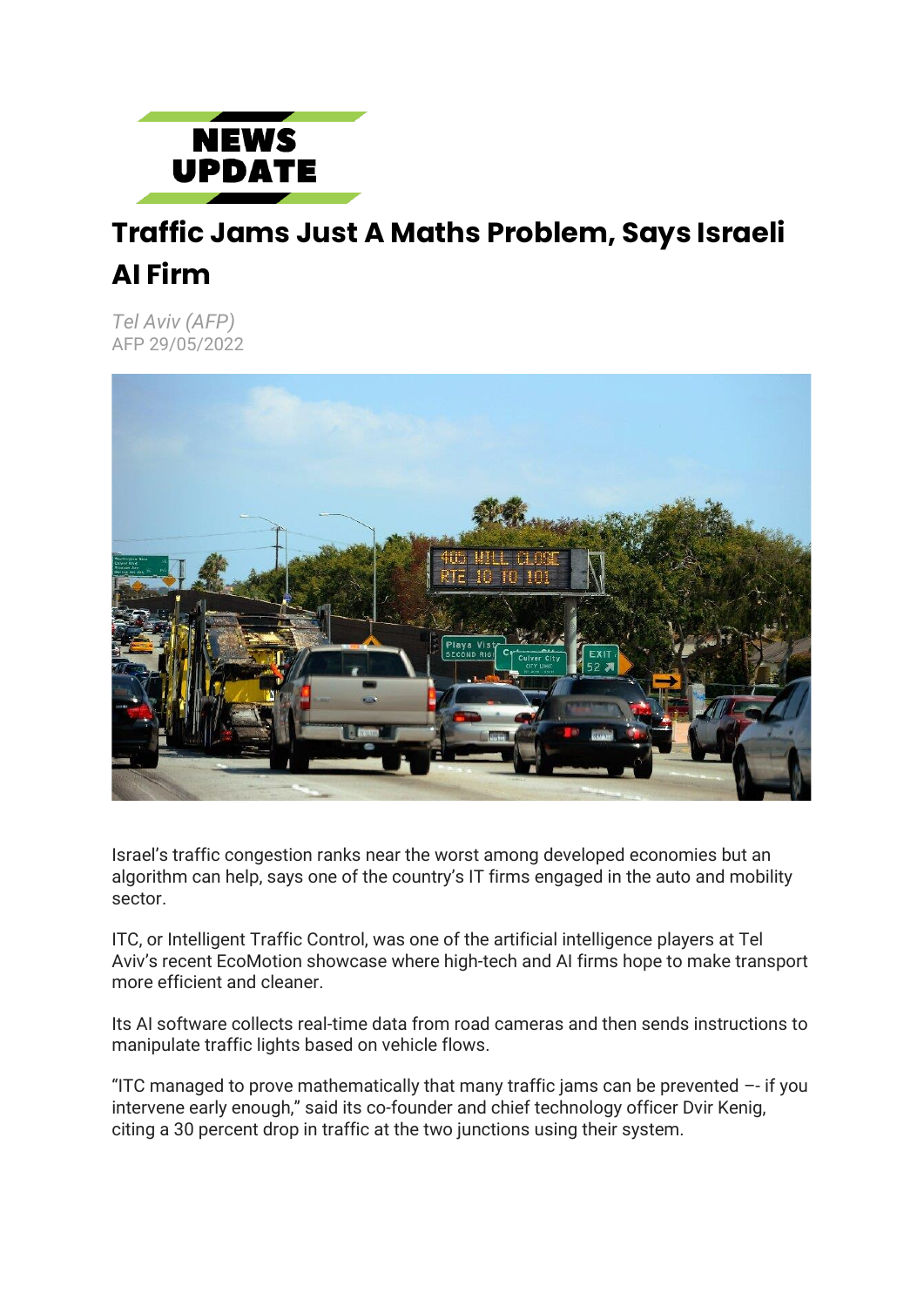**NEWS UPDATE**

# Traffic Jams Just A Maths Problem, Says Israeli AI Firm

*Tel Aviv (AFP)*
AFP 29/05/2022

Israel's traffic congestion ranks near the worst among developed economies but an algorithm can help, says one of the country's IT firms engaged in the auto and mobility sector.

ITC, or Intelligent Traffic Control, was one of the artificial intelligence players at Tel Aviv's recent EcoMotion showcase where high-tech and AI firms hope to make transport more efficient and cleaner.

Its AI software collects real-time data from road cameras and then sends instructions to manipulate traffic lights based on vehicle flows.

"ITC managed to prove mathematically that many traffic jams can be prevented –- if you intervene early enough," said its co-founder and chief technology officer Dvir Kenig, citing a 30 percent drop in traffic at the two junctions using their system.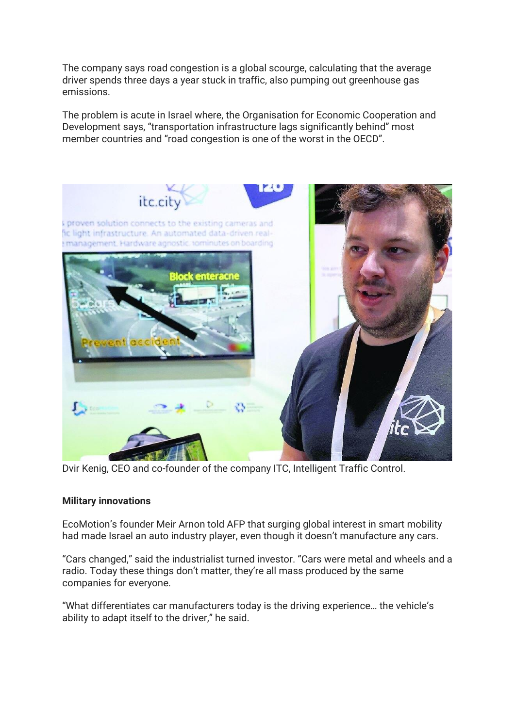The company says road congestion is a global scourge, calculating that the average driver spends three days a year stuck in traffic, also pumping out greenhouse gas emissions.

The problem is acute in Israel where, the Organisation for Economic Cooperation and Development says, "transportation infrastructure lags significantly behind" most member countries and "road congestion is one of the worst in the OECD".

Dvir Kenig, CEO and co-founder of the company ITC, Intelligent Traffic Control.

**Military innovations**

EcoMotion's founder Meir Arnon told AFP that surging global interest in smart mobility had made Israel an auto industry player, even though it doesn't manufacture any cars.

"Cars changed," said the industrialist turned investor. "Cars were metal and wheels and a radio. Today these things don't matter, they're all mass produced by the same companies for everyone.

"What differentiates car manufacturers today is the driving experience… the vehicle's ability to adapt itself to the driver," he said.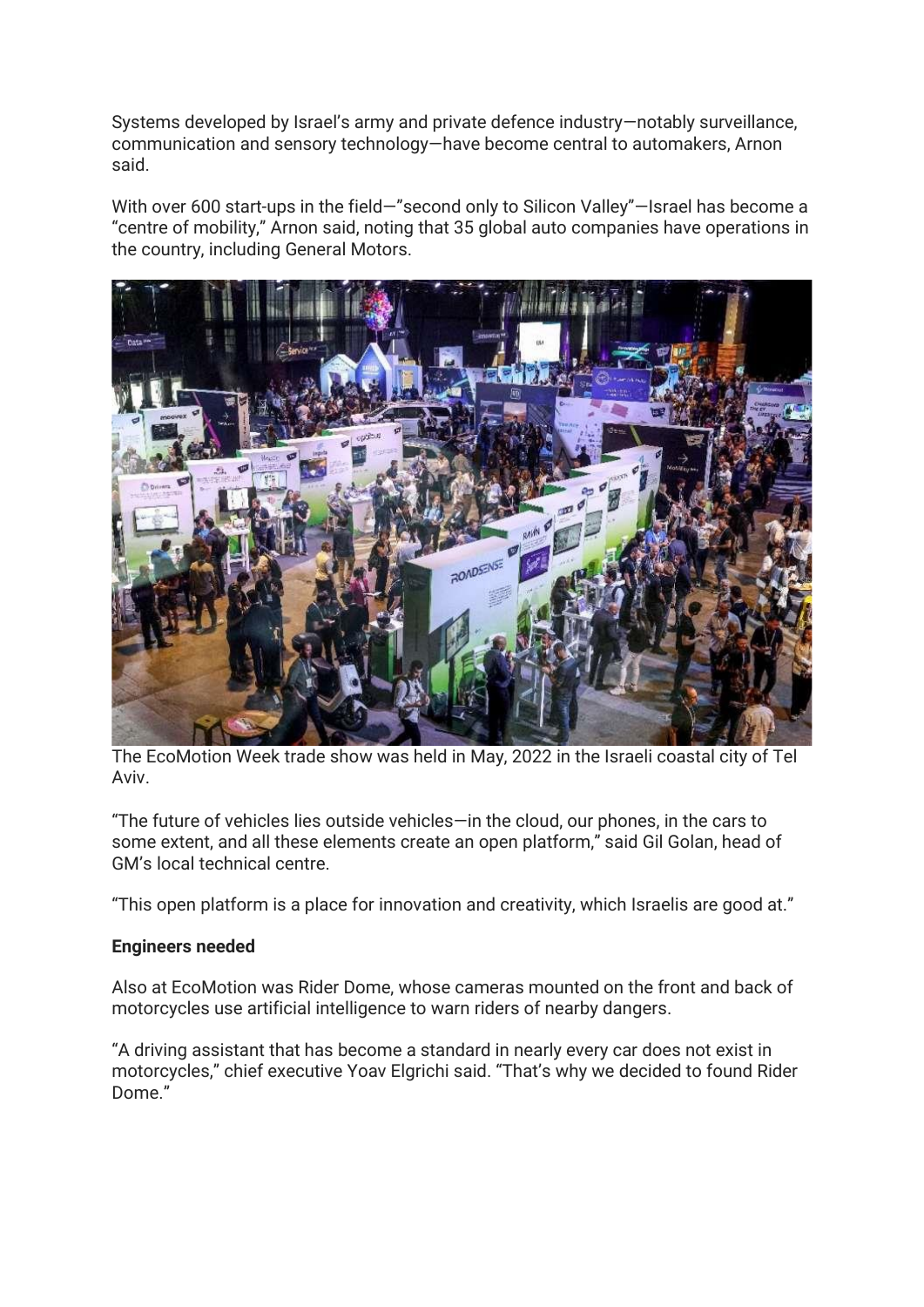Systems developed by Israel's army and private defence industry—notably surveillance, communication and sensory technology—have become central to automakers, Arnon said.

With over 600 start-ups in the field—"second only to Silicon Valley"—Israel has become a "centre of mobility," Arnon said, noting that 35 global auto companies have operations in the country, including General Motors.

The EcoMotion Week trade show was held in May, 2022 in the Israeli coastal city of Tel Aviv.

"The future of vehicles lies outside vehicles—in the cloud, our phones, in the cars to some extent, and all these elements create an open platform," said Gil Golan, head of GM's local technical centre.

"This open platform is a place for innovation and creativity, which Israelis are good at."

**Engineers needed**

Also at EcoMotion was Rider Dome, whose cameras mounted on the front and back of motorcycles use artificial intelligence to warn riders of nearby dangers.

"A driving assistant that has become a standard in nearly every car does not exist in motorcycles," chief executive Yoav Elgrichi said. "That's why we decided to found Rider Dome."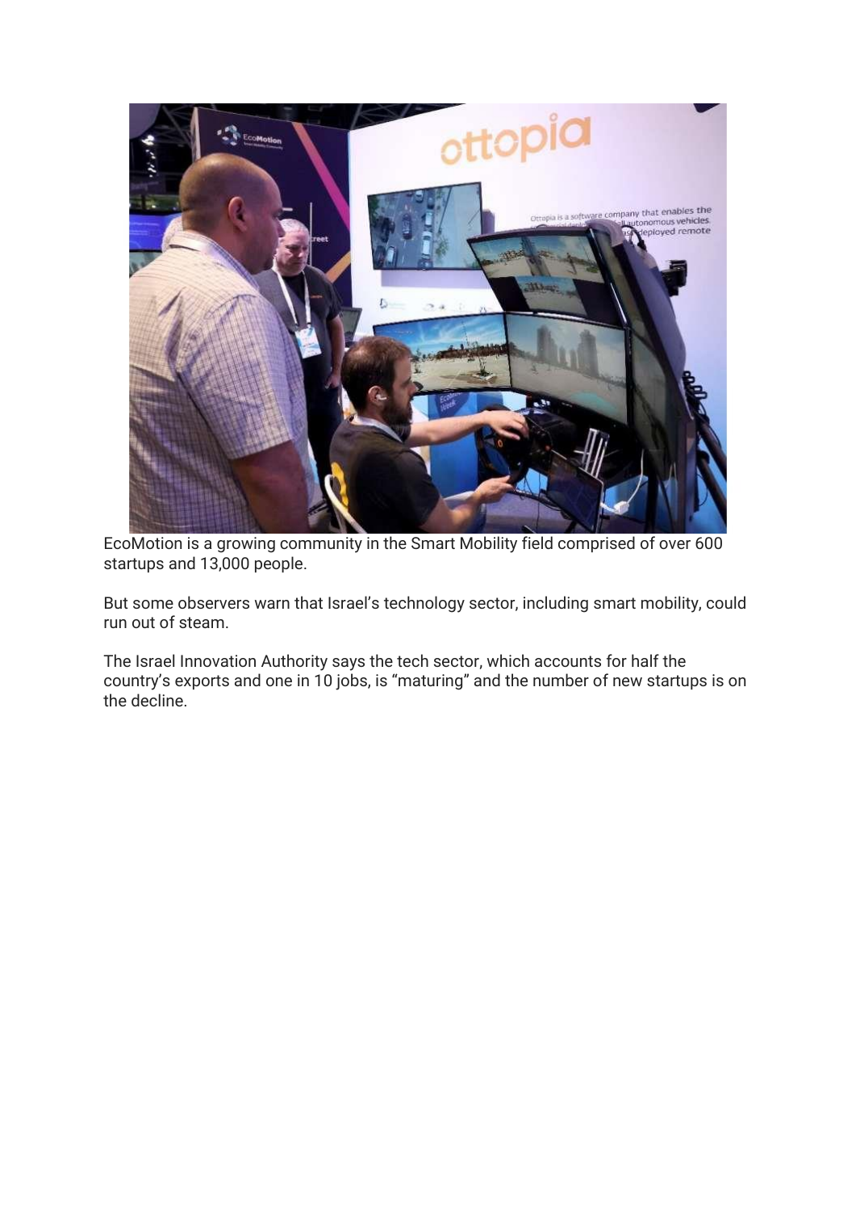EcoMotion is a growing community in the Smart Mobility field comprised of over 600 startups and 13,000 people.

But some observers warn that Israel's technology sector, including smart mobility, could run out of steam.

The Israel Innovation Authority says the tech sector, which accounts for half the country's exports and one in 10 jobs, is "maturing" and the number of new startups is on the decline.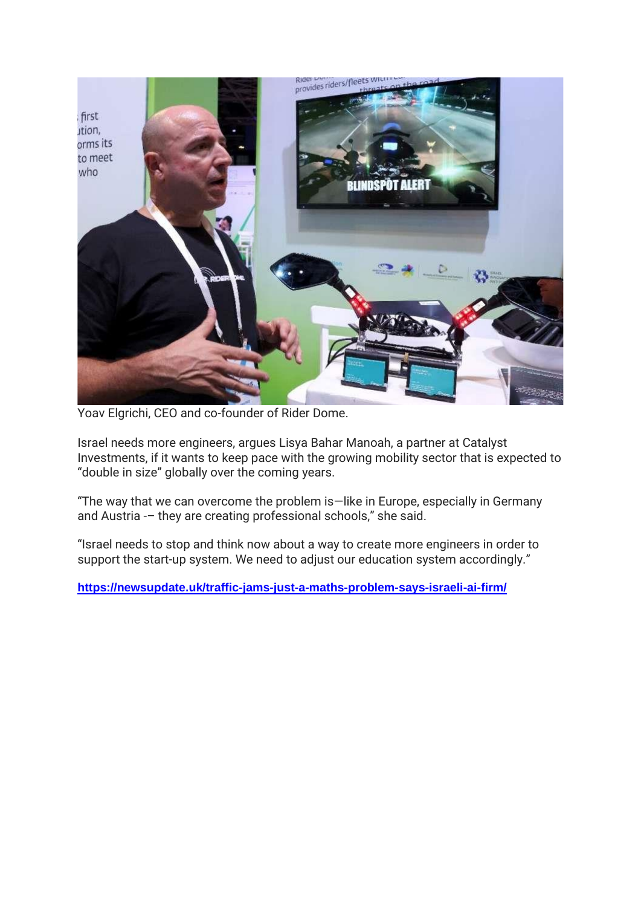Yoav Elgrichi, CEO and co-founder of Rider Dome.

Israel needs more engineers, argues Lisya Bahar Manoah, a partner at Catalyst Investments, if it wants to keep pace with the growing mobility sector that is expected to "double in size" globally over the coming years.

"The way that we can overcome the problem is—like in Europe, especially in Germany and Austria -— they are creating professional schools," she said.

"Israel needs to stop and think now about a way to create more engineers in order to support the start-up system. We need to adjust our education system accordingly."

**https://newsupdate.uk/traffic-jams-just-a-maths-problem-says-israeli-ai-firm/**